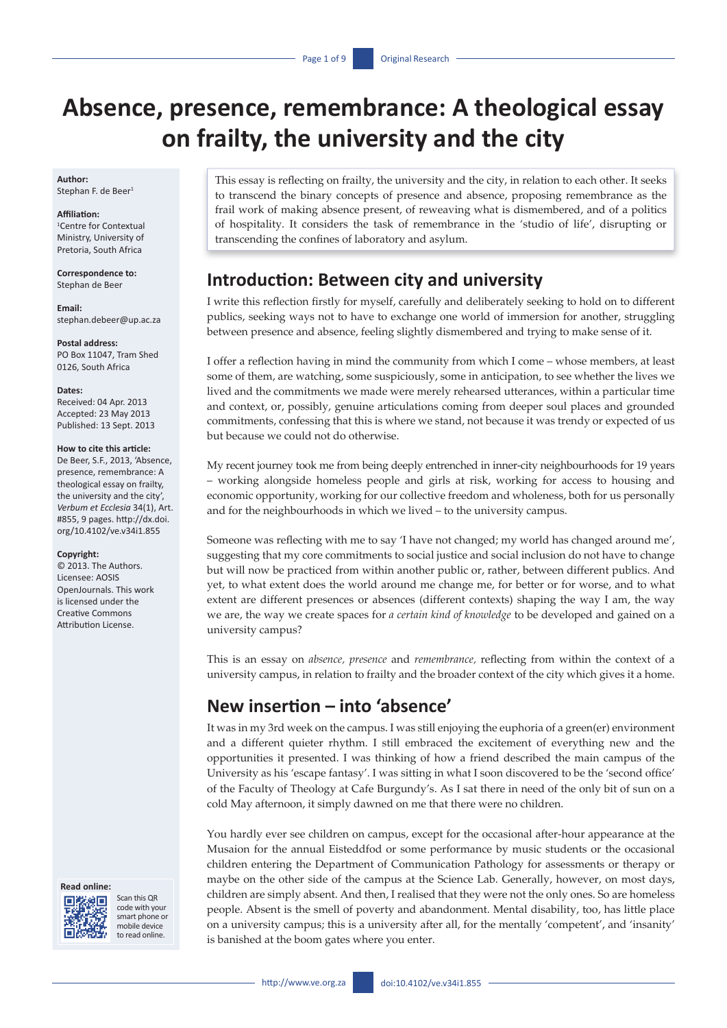# Absence, presence, remembrance: A theological essay on frailty, the university and the city

**Author:**
Stephan F. de Beer[1]

**Affiliation:**
[1]Centre for Contextual Ministry, University of Pretoria, South Africa

**Correspondence to:**
Stephan de Beer

**Email:**
stephan.debeer@up.ac.za

**Postal address:**
PO Box 11047, Tram Shed 0126, South Africa

**Dates:**
Received: 04 Apr. 2013
Accepted: 23 May 2013
Published: 13 Sept. 2013

**How to cite this article:**
De Beer, S.F., 2013, 'Absence, presence, remembrance: A theological essay on frailty, the university and the city', *Verbum et Ecclesia* 34(1), Art. #855, 9 pages. http://dx.doi.org/10.4102/ve.v34i1.855

**Copyright:**
© 2013. The Authors. Licensee: AOSIS OpenJournals. This work is licensed under the Creative Commons Attribution License.

**Read online:**
Scan this QR code with your smart phone or mobile device to read online.

This essay is reflecting on frailty, the university and the city, in relation to each other. It seeks to transcend the binary concepts of presence and absence, proposing remembrance as the frail work of making absence present, of reweaving what is dismembered, and of a politics of hospitality. It considers the task of remembrance in the 'studio of life', disrupting or transcending the confines of laboratory and asylum.

## Introduction: Between city and university

I write this reflection firstly for myself, carefully and deliberately seeking to hold on to different publics, seeking ways not to have to exchange one world of immersion for another, struggling between presence and absence, feeling slightly dismembered and trying to make sense of it.

I offer a reflection having in mind the community from which I come – whose members, at least some of them, are watching, some suspiciously, some in anticipation, to see whether the lives we lived and the commitments we made were merely rehearsed utterances, within a particular time and context, or, possibly, genuine articulations coming from deeper soul places and grounded commitments, confessing that this is where we stand, not because it was trendy or expected of us but because we could not do otherwise.

My recent journey took me from being deeply entrenched in inner-city neighbourhoods for 19 years – working alongside homeless people and girls at risk, working for access to housing and economic opportunity, working for our collective freedom and wholeness, both for us personally and for the neighbourhoods in which we lived – to the university campus.

Someone was reflecting with me to say 'I have not changed; my world has changed around me', suggesting that my core commitments to social justice and social inclusion do not have to change but will now be practiced from within another public or, rather, between different publics. And yet, to what extent does the world around me change me, for better or for worse, and to what extent are different presences or absences (different contexts) shaping the way I am, the way we are, the way we create spaces for *a certain kind of knowledge* to be developed and gained on a university campus?

This is an essay on *absence, presence* and *remembrance,* reflecting from within the context of a university campus, in relation to frailty and the broader context of the city which gives it a home.

## New insertion – into 'absence'

It was in my 3rd week on the campus. I was still enjoying the euphoria of a green(er) environment and a different quieter rhythm. I still embraced the excitement of everything new and the opportunities it presented. I was thinking of how a friend described the main campus of the University as his 'escape fantasy'. I was sitting in what I soon discovered to be the 'second office' of the Faculty of Theology at Cafe Burgundy's. As I sat there in need of the only bit of sun on a cold May afternoon, it simply dawned on me that there were no children.

You hardly ever see children on campus, except for the occasional after-hour appearance at the Musaion for the annual Eisteddfod or some performance by music students or the occasional children entering the Department of Communication Pathology for assessments or therapy or maybe on the other side of the campus at the Science Lab. Generally, however, on most days, children are simply absent. And then, I realised that they were not the only ones. So are homeless people. Absent is the smell of poverty and abandonment. Mental disability, too, has little place on a university campus; this is a university after all, for the mentally 'competent', and 'insanity' is banished at the boom gates where you enter.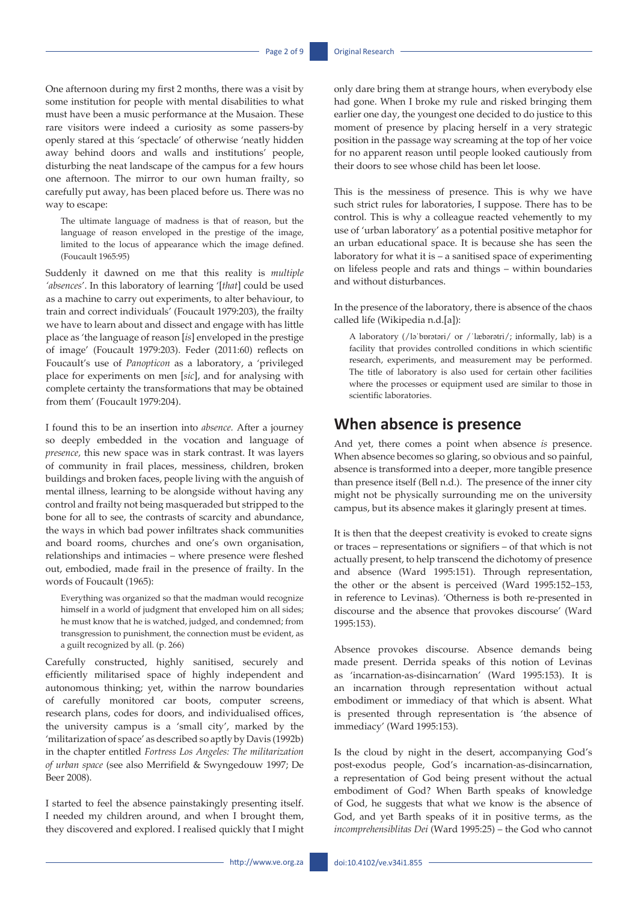One afternoon during my first 2 months, there was a visit by some institution for people with mental disabilities to what must have been a music performance at the Musaion. These rare visitors were indeed a curiosity as some passers-by openly stared at this 'spectacle' of otherwise 'neatly hidden away behind doors and walls and institutions' people, disturbing the neat landscape of the campus for a few hours one afternoon. The mirror to our own human frailty, so carefully put away, has been placed before us. There was no way to escape:

> The ultimate language of madness is that of reason, but the language of reason enveloped in the prestige of the image, limited to the locus of appearance which the image defined. (Foucault 1965:95)

Suddenly it dawned on me that this reality is *multiple 'absences'*. In this laboratory of learning '[*that*] could be used as a machine to carry out experiments, to alter behaviour, to train and correct individuals' (Foucault 1979:203), the frailty we have to learn about and dissect and engage with has little place as 'the language of reason [*is*] enveloped in the prestige of image' (Foucault 1979:203). Feder (2011:60) reflects on Foucault's use of *Panopticon* as a laboratory, a 'privileged place for experiments on men [*sic*], and for analysing with complete certainty the transformations that may be obtained from them' (Foucault 1979:204).

I found this to be an insertion into *absence.* After a journey so deeply embedded in the vocation and language of *presence,* this new space was in stark contrast. It was layers of community in frail places, messiness, children, broken buildings and broken faces, people living with the anguish of mental illness, learning to be alongside without having any control and frailty not being masqueraded but stripped to the bone for all to see, the contrasts of scarcity and abundance, the ways in which bad power infiltrates shack communities and board rooms, churches and one's own organisation, relationships and intimacies – where presence were fleshed out, embodied, made frail in the presence of frailty. In the words of Foucault (1965):

> Everything was organized so that the madman would recognize himself in a world of judgment that enveloped him on all sides; he must know that he is watched, judged, and condemned; from transgression to punishment, the connection must be evident, as a guilt recognized by all. (p. 266)

Carefully constructed, highly sanitised, securely and efficiently militarised space of highly independent and autonomous thinking; yet, within the narrow boundaries of carefully monitored car boots, computer screens, research plans, codes for doors, and individualised offices, the university campus is a 'small city', marked by the 'militarization of space' as described so aptly by Davis (1992b) in the chapter entitled *Fortress Los Angeles: The militarization of urban space* (see also Merrifield & Swyngedouw 1997; De Beer 2008).

I started to feel the absence painstakingly presenting itself. I needed my children around, and when I brought them, they discovered and explored. I realised quickly that I might only dare bring them at strange hours, when everybody else had gone. When I broke my rule and risked bringing them earlier one day, the youngest one decided to do justice to this moment of presence by placing herself in a very strategic position in the passage way screaming at the top of her voice for no apparent reason until people looked cautiously from their doors to see whose child has been let loose.

This is the messiness of presence. This is why we have such strict rules for laboratories, I suppose. There has to be control. This is why a colleague reacted vehemently to my use of 'urban laboratory' as a potential positive metaphor for an urban educational space. It is because she has seen the laboratory for what it is – a sanitised space of experimenting on lifeless people and rats and things – within boundaries and without disturbances.

In the presence of the laboratory, there is absence of the chaos called life (Wikipedia n.d.[a]):

> A laboratory (/ləˈbɒrətəri/ or /ˈlæbərətri/; informally, lab) is a facility that provides controlled conditions in which scientific research, experiments, and measurement may be performed. The title of laboratory is also used for certain other facilities where the processes or equipment used are similar to those in scientific laboratories.

## When absence is presence

And yet, there comes a point when absence *is* presence. When absence becomes so glaring, so obvious and so painful, absence is transformed into a deeper, more tangible presence than presence itself (Bell n.d.). The presence of the inner city might not be physically surrounding me on the university campus, but its absence makes it glaringly present at times.

It is then that the deepest creativity is evoked to create signs or traces – representations or signifiers – of that which is not actually present, to help transcend the dichotomy of presence and absence (Ward 1995:151). Through representation, the other or the absent is perceived (Ward 1995:152–153, in reference to Levinas). 'Otherness is both re-presented in discourse and the absence that provokes discourse' (Ward 1995:153).

Absence provokes discourse. Absence demands being made present. Derrida speaks of this notion of Levinas as 'incarnation-as-disincarnation' (Ward 1995:153). It is an incarnation through representation without actual embodiment or immediacy of that which is absent. What is presented through representation is 'the absence of immediacy' (Ward 1995:153).

Is the cloud by night in the desert, accompanying God's post-exodus people, God's incarnation-as-disincarnation, a representation of God being present without the actual embodiment of God? When Barth speaks of knowledge of God, he suggests that what we know is the absence of God, and yet Barth speaks of it in positive terms, as the *incomprehensiblitas Dei* (Ward 1995:25) – the God who cannot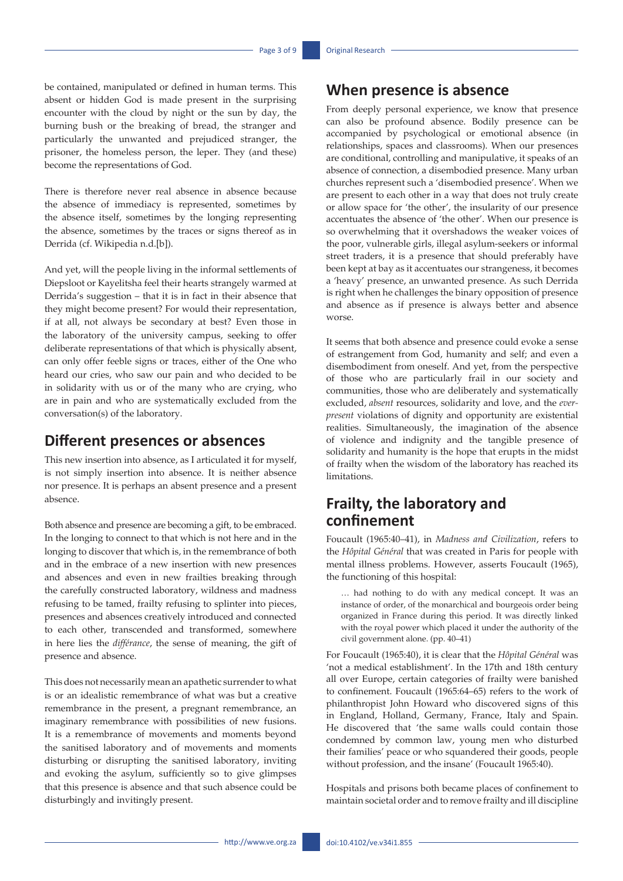be contained, manipulated or defined in human terms. This absent or hidden God is made present in the surprising encounter with the cloud by night or the sun by day, the burning bush or the breaking of bread, the stranger and particularly the unwanted and prejudiced stranger, the prisoner, the homeless person, the leper. They (and these) become the representations of God.

There is therefore never real absence in absence because the absence of immediacy is represented, sometimes by the absence itself, sometimes by the longing representing the absence, sometimes by the traces or signs thereof as in Derrida (cf. Wikipedia n.d.[b]).

And yet, will the people living in the informal settlements of Diepsloot or Kayelitsha feel their hearts strangely warmed at Derrida's suggestion – that it is in fact in their absence that they might become present? For would their representation, if at all, not always be secondary at best? Even those in the laboratory of the university campus, seeking to offer deliberate representations of that which is physically absent, can only offer feeble signs or traces, either of the One who heard our cries, who saw our pain and who decided to be in solidarity with us or of the many who are crying, who are in pain and who are systematically excluded from the conversation(s) of the laboratory.

## Different presences or absences

This new insertion into absence, as I articulated it for myself, is not simply insertion into absence. It is neither absence nor presence. It is perhaps an absent presence and a present absence.

Both absence and presence are becoming a gift, to be embraced. In the longing to connect to that which is not here and in the longing to discover that which is, in the remembrance of both and in the embrace of a new insertion with new presences and absences and even in new frailties breaking through the carefully constructed laboratory, wildness and madness refusing to be tamed, frailty refusing to splinter into pieces, presences and absences creatively introduced and connected to each other, transcended and transformed, somewhere in here lies the *différance*, the sense of meaning, the gift of presence and absence.

This does not necessarily mean an apathetic surrender to what is or an idealistic remembrance of what was but a creative remembrance in the present, a pregnant remembrance, an imaginary remembrance with possibilities of new fusions. It is a remembrance of movements and moments beyond the sanitised laboratory and of movements and moments disturbing or disrupting the sanitised laboratory, inviting and evoking the asylum, sufficiently so to give glimpses that this presence is absence and that such absence could be disturbingly and invitingly present.

## When presence is absence

From deeply personal experience, we know that presence can also be profound absence. Bodily presence can be accompanied by psychological or emotional absence (in relationships, spaces and classrooms). When our presences are conditional, controlling and manipulative, it speaks of an absence of connection, a disembodied presence. Many urban churches represent such a 'disembodied presence'. When we are present to each other in a way that does not truly create or allow space for 'the other', the insularity of our presence accentuates the absence of 'the other'. When our presence is so overwhelming that it overshadows the weaker voices of the poor, vulnerable girls, illegal asylum-seekers or informal street traders, it is a presence that should preferably have been kept at bay as it accentuates our strangeness, it becomes a 'heavy' presence, an unwanted presence. As such Derrida is right when he challenges the binary opposition of presence and absence as if presence is always better and absence worse.

It seems that both absence and presence could evoke a sense of estrangement from God, humanity and self; and even a disembodiment from oneself. And yet, from the perspective of those who are particularly frail in our society and communities, those who are deliberately and systematically excluded, *absent* resources, solidarity and love, and the *ever-present* violations of dignity and opportunity are existential realities. Simultaneously, the imagination of the absence of violence and indignity and the tangible presence of solidarity and humanity is the hope that erupts in the midst of frailty when the wisdom of the laboratory has reached its limitations.

## Frailty, the laboratory and confinement

Foucault (1965:40–41), in *Madness and Civilization*, refers to the *Hôpital Général* that was created in Paris for people with mental illness problems. However, asserts Foucault (1965), the functioning of this hospital:

> … had nothing to do with any medical concept. It was an instance of order, of the monarchical and bourgeois order being organized in France during this period. It was directly linked with the royal power which placed it under the authority of the civil government alone. (pp. 40–41)

For Foucault (1965:40), it is clear that the *Hôpital Général* was 'not a medical establishment'. In the 17th and 18th century all over Europe, certain categories of frailty were banished to confinement. Foucault (1965:64–65) refers to the work of philanthropist John Howard who discovered signs of this in England, Holland, Germany, France, Italy and Spain. He discovered that 'the same walls could contain those condemned by common law, young men who disturbed their families' peace or who squandered their goods, people without profession, and the insane' (Foucault 1965:40).

Hospitals and prisons both became places of confinement to maintain societal order and to remove frailty and ill discipline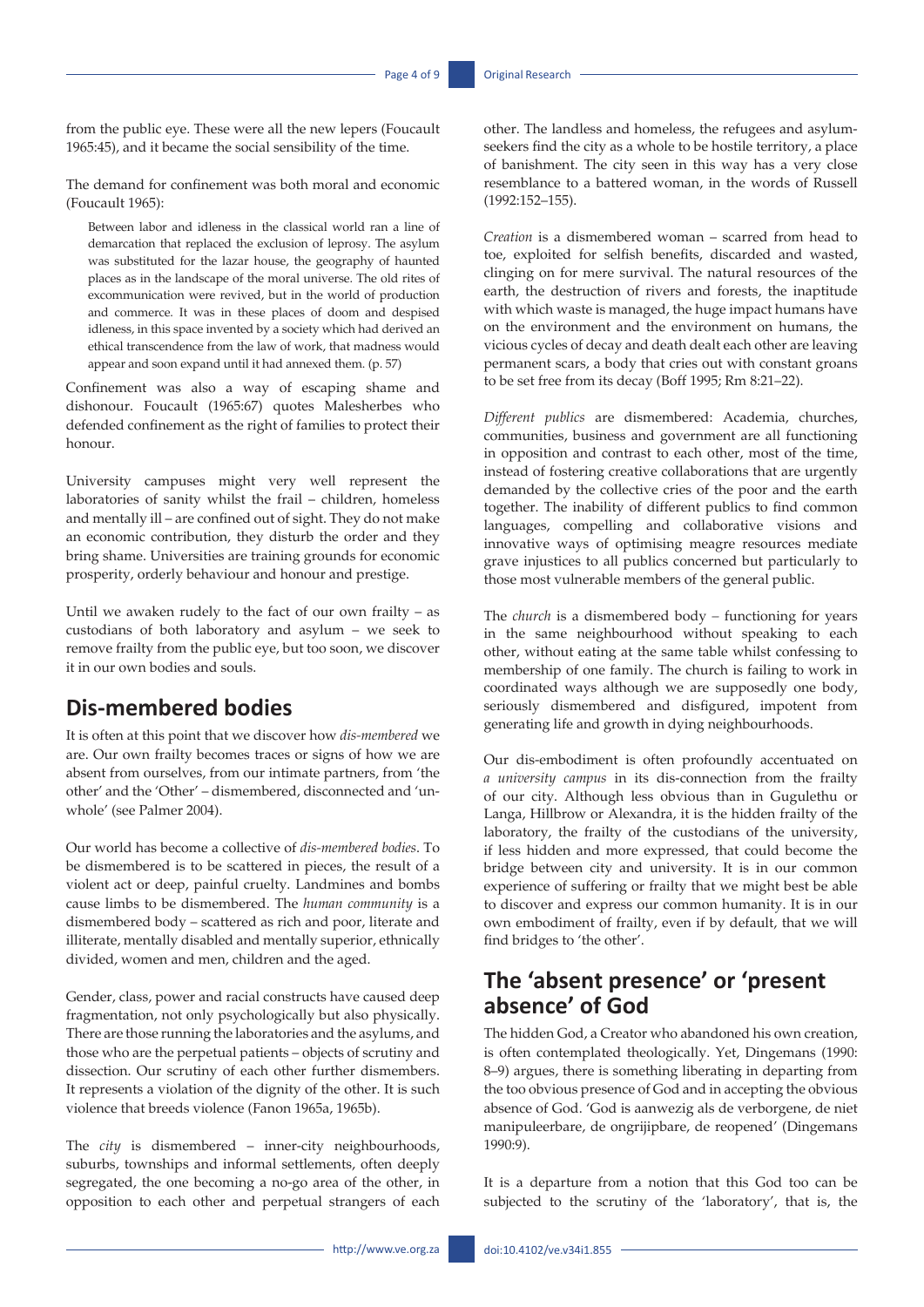from the public eye. These were all the new lepers (Foucault 1965:45), and it became the social sensibility of the time.

The demand for confinement was both moral and economic (Foucault 1965):

> Between labor and idleness in the classical world ran a line of demarcation that replaced the exclusion of leprosy. The asylum was substituted for the lazar house, the geography of haunted places as in the landscape of the moral universe. The old rites of excommunication were revived, but in the world of production and commerce. It was in these places of doom and despised idleness, in this space invented by a society which had derived an ethical transcendence from the law of work, that madness would appear and soon expand until it had annexed them. (p. 57)

Confinement was also a way of escaping shame and dishonour. Foucault (1965:67) quotes Malesherbes who defended confinement as the right of families to protect their honour.

University campuses might very well represent the laboratories of sanity whilst the frail – children, homeless and mentally ill – are confined out of sight. They do not make an economic contribution, they disturb the order and they bring shame. Universities are training grounds for economic prosperity, orderly behaviour and honour and prestige.

Until we awaken rudely to the fact of our own frailty – as custodians of both laboratory and asylum – we seek to remove frailty from the public eye, but too soon, we discover it in our own bodies and souls.

## Dis-membered bodies

It is often at this point that we discover how *dis-membered* we are. Our own frailty becomes traces or signs of how we are absent from ourselves, from our intimate partners, from 'the other' and the 'Other' – dismembered, disconnected and 'un-whole' (see Palmer 2004).

Our world has become a collective of *dis-membered bodies*. To be dismembered is to be scattered in pieces, the result of a violent act or deep, painful cruelty. Landmines and bombs cause limbs to be dismembered. The *human community* is a dismembered body – scattered as rich and poor, literate and illiterate, mentally disabled and mentally superior, ethnically divided, women and men, children and the aged.

Gender, class, power and racial constructs have caused deep fragmentation, not only psychologically but also physically. There are those running the laboratories and the asylums, and those who are the perpetual patients – objects of scrutiny and dissection. Our scrutiny of each other further dismembers. It represents a violation of the dignity of the other. It is such violence that breeds violence (Fanon 1965a, 1965b).

The *city* is dismembered – inner-city neighbourhoods, suburbs, townships and informal settlements, often deeply segregated, the one becoming a no-go area of the other, in opposition to each other and perpetual strangers of each other. The landless and homeless, the refugees and asylum-seekers find the city as a whole to be hostile territory, a place of banishment. The city seen in this way has a very close resemblance to a battered woman, in the words of Russell (1992:152–155).

*Creation* is a dismembered woman – scarred from head to toe, exploited for selfish benefits, discarded and wasted, clinging on for mere survival. The natural resources of the earth, the destruction of rivers and forests, the inaptitude with which waste is managed, the huge impact humans have on the environment and the environment on humans, the vicious cycles of decay and death dealt each other are leaving permanent scars, a body that cries out with constant groans to be set free from its decay (Boff 1995; Rm 8:21–22).

*Different publics* are dismembered: Academia, churches, communities, business and government are all functioning in opposition and contrast to each other, most of the time, instead of fostering creative collaborations that are urgently demanded by the collective cries of the poor and the earth together. The inability of different publics to find common languages, compelling and collaborative visions and innovative ways of optimising meagre resources mediate grave injustices to all publics concerned but particularly to those most vulnerable members of the general public.

The *church* is a dismembered body – functioning for years in the same neighbourhood without speaking to each other, without eating at the same table whilst confessing to membership of one family. The church is failing to work in coordinated ways although we are supposedly one body, seriously dismembered and disfigured, impotent from generating life and growth in dying neighbourhoods.

Our dis-embodiment is often profoundly accentuated on *a university campus* in its dis-connection from the frailty of our city. Although less obvious than in Gugulethu or Langa, Hillbrow or Alexandra, it is the hidden frailty of the laboratory, the frailty of the custodians of the university, if less hidden and more expressed, that could become the bridge between city and university. It is in our common experience of suffering or frailty that we might best be able to discover and express our common humanity. It is in our own embodiment of frailty, even if by default, that we will find bridges to 'the other'.

## The 'absent presence' or 'present absence' of God

The hidden God, a Creator who abandoned his own creation, is often contemplated theologically. Yet, Dingemans (1990: 8–9) argues, there is something liberating in departing from the too obvious presence of God and in accepting the obvious absence of God. 'God is aanwezig als de verborgene, de niet manipuleerbare, de ongrijipbare, de reopened' (Dingemans 1990:9).

It is a departure from a notion that this God too can be subjected to the scrutiny of the 'laboratory', that is, the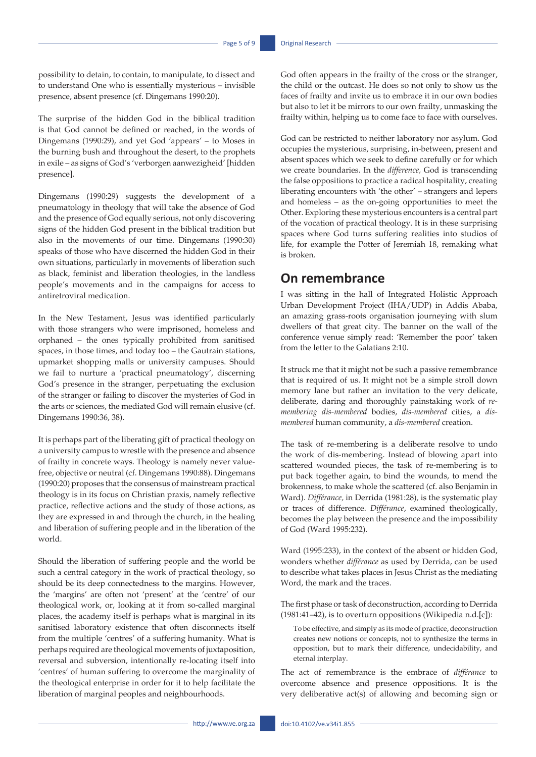possibility to detain, to contain, to manipulate, to dissect and to understand One who is essentially mysterious – invisible presence, absent presence (cf. Dingemans 1990:20).

The surprise of the hidden God in the biblical tradition is that God cannot be defined or reached, in the words of Dingemans (1990:29), and yet God 'appears' – to Moses in the burning bush and throughout the desert, to the prophets in exile – as signs of God's 'verborgen aanwezigheid' [hidden presence].

Dingemans (1990:29) suggests the development of a pneumatology in theology that will take the absence of God and the presence of God equally serious, not only discovering signs of the hidden God present in the biblical tradition but also in the movements of our time. Dingemans (1990:30) speaks of those who have discerned the hidden God in their own situations, particularly in movements of liberation such as black, feminist and liberation theologies, in the landless people's movements and in the campaigns for access to antiretroviral medication.

In the New Testament, Jesus was identified particularly with those strangers who were imprisoned, homeless and orphaned – the ones typically prohibited from sanitised spaces, in those times, and today too – the Gautrain stations, upmarket shopping malls or university campuses. Should we fail to nurture a 'practical pneumatology', discerning God's presence in the stranger, perpetuating the exclusion of the stranger or failing to discover the mysteries of God in the arts or sciences, the mediated God will remain elusive (cf. Dingemans 1990:36, 38).

It is perhaps part of the liberating gift of practical theology on a university campus to wrestle with the presence and absence of frailty in concrete ways. Theology is namely never value-free, objective or neutral (cf. Dingemans 1990:88). Dingemans (1990:20) proposes that the consensus of mainstream practical theology is in its focus on Christian praxis, namely reflective practice, reflective actions and the study of those actions, as they are expressed in and through the church, in the healing and liberation of suffering people and in the liberation of the world.

Should the liberation of suffering people and the world be such a central category in the work of practical theology, so should be its deep connectedness to the margins. However, the 'margins' are often not 'present' at the 'centre' of our theological work, or, looking at it from so-called marginal places, the academy itself is perhaps what is marginal in its sanitised laboratory existence that often disconnects itself from the multiple 'centres' of a suffering humanity. What is perhaps required are theological movements of juxtaposition, reversal and subversion, intentionally re-locating itself into 'centres' of human suffering to overcome the marginality of the theological enterprise in order for it to help facilitate the liberation of marginal peoples and neighbourhoods.

God often appears in the frailty of the cross or the stranger, the child or the outcast. He does so not only to show us the faces of frailty and invite us to embrace it in our own bodies but also to let it be mirrors to our own frailty, unmasking the frailty within, helping us to come face to face with ourselves.

God can be restricted to neither laboratory nor asylum. God occupies the mysterious, surprising, in-between, present and absent spaces which we seek to define carefully or for which we create boundaries. In the *difference,* God is transcending the false oppositions to practice a radical hospitality, creating liberating encounters with 'the other' – strangers and lepers and homeless – as the on-going opportunities to meet the Other. Exploring these mysterious encounters is a central part of the vocation of practical theology. It is in these surprising spaces where God turns suffering realities into studios of life, for example the Potter of Jeremiah 18, remaking what is broken.

## On remembrance

I was sitting in the hall of Integrated Holistic Approach Urban Development Project (IHA/UDP) in Addis Ababa, an amazing grass-roots organisation journeying with slum dwellers of that great city. The banner on the wall of the conference venue simply read: 'Remember the poor' taken from the letter to the Galatians 2:10.

It struck me that it might not be such a passive remembrance that is required of us. It might not be a simple stroll down memory lane but rather an invitation to the very delicate, deliberate, daring and thoroughly painstaking work of *re-membering dis-membered* bodies, *dis-membered* cities, a *dis-membered* human community, a *dis-membered* creation.

The task of re-membering is a deliberate resolve to undo the work of dis-membering. Instead of blowing apart into scattered wounded pieces, the task of re-membering is to put back together again, to bind the wounds, to mend the brokenness, to make whole the scattered (cf. also Benjamin in Ward). *Différance,* in Derrida (1981:28), is the systematic play or traces of difference. *Différance*, examined theologically, becomes the play between the presence and the impossibility of God (Ward 1995:232).

Ward (1995:233), in the context of the absent or hidden God, wonders whether *différance* as used by Derrida, can be used to describe what takes places in Jesus Christ as the mediating Word, the mark and the traces.

The first phase or task of deconstruction, according to Derrida (1981:41–42), is to overturn oppositions (Wikipedia n.d.[c]):

> To be effective, and simply as its mode of practice, deconstruction creates new notions or concepts, not to synthesize the terms in opposition, but to mark their difference, undecidability, and eternal interplay.

The act of remembrance is the embrace of *différance* to overcome absence and presence oppositions. It is the very deliberative act(s) of allowing and becoming sign or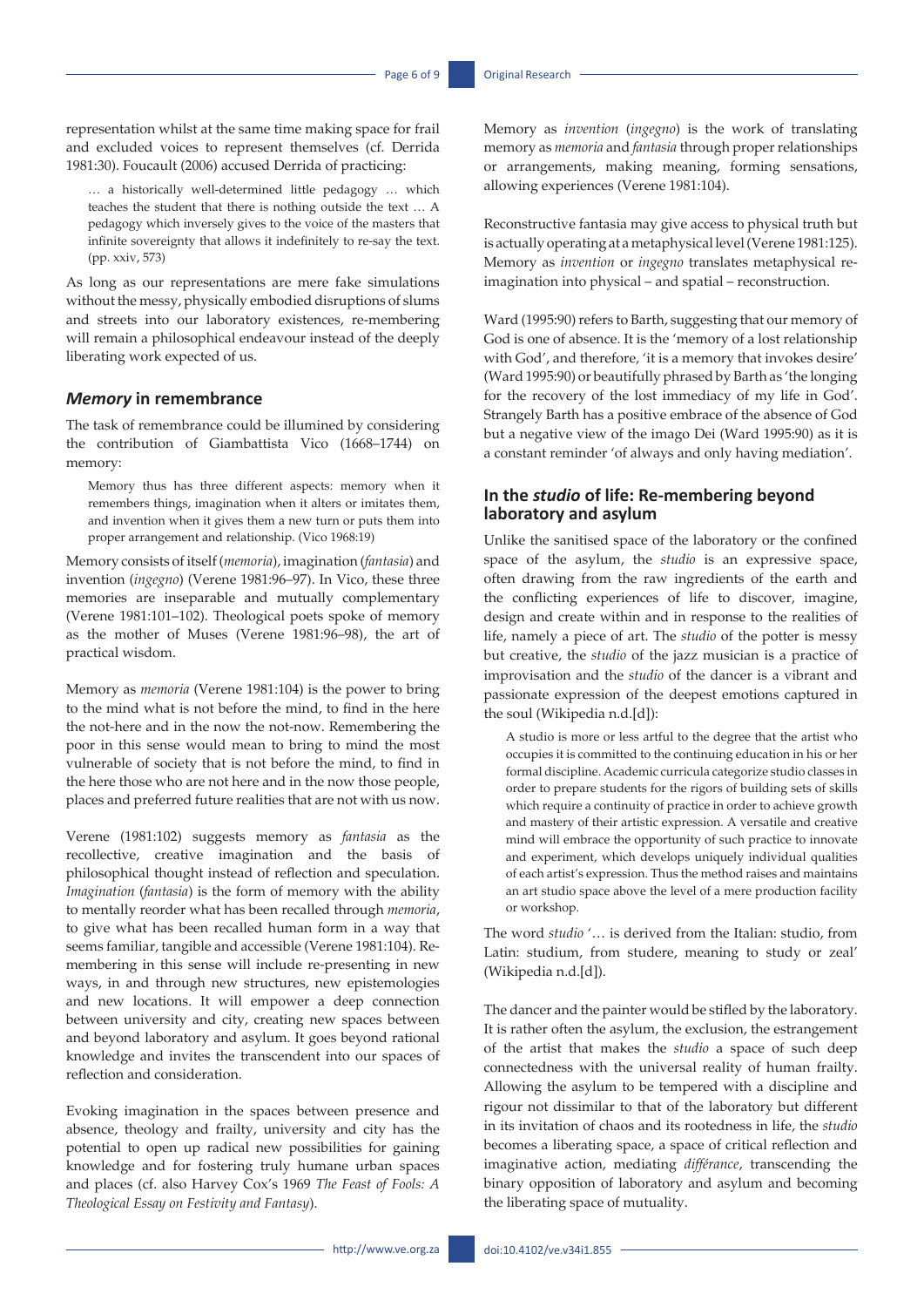representation whilst at the same time making space for frail and excluded voices to represent themselves (cf. Derrida 1981:30). Foucault (2006) accused Derrida of practicing:

> … a historically well-determined little pedagogy … which teaches the student that there is nothing outside the text … A pedagogy which inversely gives to the voice of the masters that infinite sovereignty that allows it indefinitely to re-say the text. (pp. xxiv, 573)

As long as our representations are mere fake simulations without the messy, physically embodied disruptions of slums and streets into our laboratory existences, re-membering will remain a philosophical endeavour instead of the deeply liberating work expected of us.

## *Memory* in remembrance

The task of remembrance could be illumined by considering the contribution of Giambattista Vico (1668–1744) on memory:

> Memory thus has three different aspects: memory when it remembers things, imagination when it alters or imitates them, and invention when it gives them a new turn or puts them into proper arrangement and relationship. (Vico 1968:19)

Memory consists of itself (*memoria*), imagination (*fantasia*) and invention (*ingegno*) (Verene 1981:96–97). In Vico, these three memories are inseparable and mutually complementary (Verene 1981:101–102). Theological poets spoke of memory as the mother of Muses (Verene 1981:96–98), the art of practical wisdom.

Memory as *memoria* (Verene 1981:104) is the power to bring to the mind what is not before the mind, to find in the here the not-here and in the now the not-now. Remembering the poor in this sense would mean to bring to mind the most vulnerable of society that is not before the mind, to find in the here those who are not here and in the now those people, places and preferred future realities that are not with us now.

Verene (1981:102) suggests memory as *fantasia* as the recollective, creative imagination and the basis of philosophical thought instead of reflection and speculation. *Imagination* (*fantasia*) is the form of memory with the ability to mentally reorder what has been recalled through *memoria*, to give what has been recalled human form in a way that seems familiar, tangible and accessible (Verene 1981:104). Re-membering in this sense will include re-presenting in new ways, in and through new structures, new epistemologies and new locations. It will empower a deep connection between university and city, creating new spaces between and beyond laboratory and asylum. It goes beyond rational knowledge and invites the transcendent into our spaces of reflection and consideration.

Evoking imagination in the spaces between presence and absence, theology and frailty, university and city has the potential to open up radical new possibilities for gaining knowledge and for fostering truly humane urban spaces and places (cf. also Harvey Cox's 1969 *The Feast of Fools: A Theological Essay on Festivity and Fantasy*).

Memory as *invention* (*ingegno*) is the work of translating memory as *memoria* and *fantasia* through proper relationships or arrangements, making meaning, forming sensations, allowing experiences (Verene 1981:104).

Reconstructive fantasia may give access to physical truth but is actually operating at a metaphysical level (Verene 1981:125). Memory as *invention* or *ingegno* translates metaphysical re-imagination into physical – and spatial – reconstruction.

Ward (1995:90) refers to Barth, suggesting that our memory of God is one of absence. It is the 'memory of a lost relationship with God', and therefore, 'it is a memory that invokes desire' (Ward 1995:90) or beautifully phrased by Barth as 'the longing for the recovery of the lost immediacy of my life in God'. Strangely Barth has a positive embrace of the absence of God but a negative view of the imago Dei (Ward 1995:90) as it is a constant reminder 'of always and only having mediation'.

### In the *studio* of life: Re-membering beyond laboratory and asylum

Unlike the sanitised space of the laboratory or the confined space of the asylum, the *studio* is an expressive space, often drawing from the raw ingredients of the earth and the conflicting experiences of life to discover, imagine, design and create within and in response to the realities of life, namely a piece of art. The *studio* of the potter is messy but creative, the *studio* of the jazz musician is a practice of improvisation and the *studio* of the dancer is a vibrant and passionate expression of the deepest emotions captured in the soul (Wikipedia n.d.[d]):

> A studio is more or less artful to the degree that the artist who occupies it is committed to the continuing education in his or her formal discipline. Academic curricula categorize studio classes in order to prepare students for the rigors of building sets of skills which require a continuity of practice in order to achieve growth and mastery of their artistic expression. A versatile and creative mind will embrace the opportunity of such practice to innovate and experiment, which develops uniquely individual qualities of each artist's expression. Thus the method raises and maintains an art studio space above the level of a mere production facility or workshop.

The word *studio* '… is derived from the Italian: studio, from Latin: studium, from studere, meaning to study or zeal' (Wikipedia n.d.[d]).

The dancer and the painter would be stifled by the laboratory. It is rather often the asylum, the exclusion, the estrangement of the artist that makes the *studio* a space of such deep connectedness with the universal reality of human frailty. Allowing the asylum to be tempered with a discipline and rigour not dissimilar to that of the laboratory but different in its invitation of chaos and its rootedness in life, the *studio* becomes a liberating space, a space of critical reflection and imaginative action, mediating *différance*, transcending the binary opposition of laboratory and asylum and becoming the liberating space of mutuality.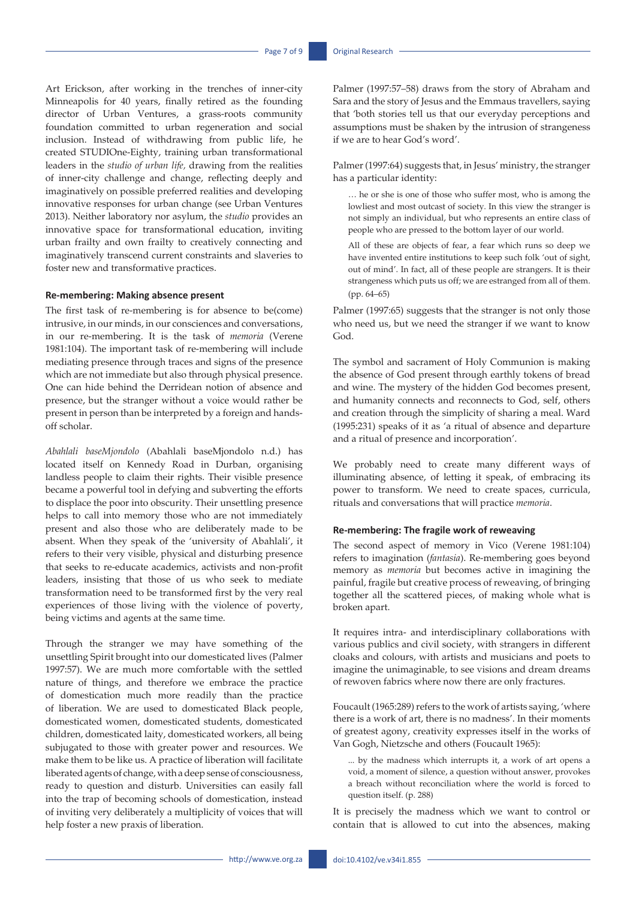Art Erickson, after working in the trenches of inner-city Minneapolis for 40 years, finally retired as the founding director of Urban Ventures, a grass-roots community foundation committed to urban regeneration and social inclusion. Instead of withdrawing from public life, he created STUDIOne-Eighty, training urban transformational leaders in the *studio of urban life,* drawing from the realities of inner-city challenge and change, reflecting deeply and imaginatively on possible preferred realities and developing innovative responses for urban change (see Urban Ventures 2013). Neither laboratory nor asylum, the *studio* provides an innovative space for transformational education, inviting urban frailty and own frailty to creatively connecting and imaginatively transcend current constraints and slaveries to foster new and transformative practices.

#### Re-membering: Making absence present

The first task of re-membering is for absence to be(come) intrusive, in our minds, in our consciences and conversations, in our re-membering. It is the task of *memoria* (Verene 1981:104). The important task of re-membering will include mediating presence through traces and signs of the presence which are not immediate but also through physical presence. One can hide behind the Derridean notion of absence and presence, but the stranger without a voice would rather be present in person than be interpreted by a foreign and hands-off scholar.

*Abahlali baseMjondolo* (Abahlali baseMjondolo n.d.) has located itself on Kennedy Road in Durban, organising landless people to claim their rights. Their visible presence became a powerful tool in defying and subverting the efforts to displace the poor into obscurity. Their unsettling presence helps to call into memory those who are not immediately present and also those who are deliberately made to be absent. When they speak of the 'university of Abahlali', it refers to their very visible, physical and disturbing presence that seeks to re-educate academics, activists and non-profit leaders, insisting that those of us who seek to mediate transformation need to be transformed first by the very real experiences of those living with the violence of poverty, being victims and agents at the same time.

Through the stranger we may have something of the unsettling Spirit brought into our domesticated lives (Palmer 1997:57). We are much more comfortable with the settled nature of things, and therefore we embrace the practice of domestication much more readily than the practice of liberation. We are used to domesticated Black people, domesticated women, domesticated students, domesticated children, domesticated laity, domesticated workers, all being subjugated to those with greater power and resources. We make them to be like us. A practice of liberation will facilitate liberated agents of change, with a deep sense of consciousness, ready to question and disturb. Universities can easily fall into the trap of becoming schools of domestication, instead of inviting very deliberately a multiplicity of voices that will help foster a new praxis of liberation.

Palmer (1997:57–58) draws from the story of Abraham and Sara and the story of Jesus and the Emmaus travellers, saying that 'both stories tell us that our everyday perceptions and assumptions must be shaken by the intrusion of strangeness if we are to hear God's word'.

Palmer (1997:64) suggests that, in Jesus' ministry, the stranger has a particular identity:

> … he or she is one of those who suffer most, who is among the lowliest and most outcast of society. In this view the stranger is not simply an individual, but who represents an entire class of people who are pressed to the bottom layer of our world.
>
> All of these are objects of fear, a fear which runs so deep we have invented entire institutions to keep such folk 'out of sight, out of mind'. In fact, all of these people are strangers. It is their strangeness which puts us off; we are estranged from all of them. (pp. 64–65)

Palmer (1997:65) suggests that the stranger is not only those who need us, but we need the stranger if we want to know God.

The symbol and sacrament of Holy Communion is making the absence of God present through earthly tokens of bread and wine. The mystery of the hidden God becomes present, and humanity connects and reconnects to God, self, others and creation through the simplicity of sharing a meal. Ward (1995:231) speaks of it as 'a ritual of absence and departure and a ritual of presence and incorporation'.

We probably need to create many different ways of illuminating absence, of letting it speak, of embracing its power to transform. We need to create spaces, curricula, rituals and conversations that will practice *memoria*.

#### Re-membering: The fragile work of reweaving

The second aspect of memory in Vico (Verene 1981:104) refers to imagination (*fantasia*). Re-membering goes beyond memory as *memoria* but becomes active in imagining the painful, fragile but creative process of reweaving, of bringing together all the scattered pieces, of making whole what is broken apart.

It requires intra- and interdisciplinary collaborations with various publics and civil society, with strangers in different cloaks and colours, with artists and musicians and poets to imagine the unimaginable, to see visions and dream dreams of rewoven fabrics where now there are only fractures.

Foucault (1965:289) refers to the work of artists saying, 'where there is a work of art, there is no madness'. In their moments of greatest agony, creativity expresses itself in the works of Van Gogh, Nietzsche and others (Foucault 1965):

> ... by the madness which interrupts it, a work of art opens a void, a moment of silence, a question without answer, provokes a breach without reconciliation where the world is forced to question itself. (p. 288)

It is precisely the madness which we want to control or contain that is allowed to cut into the absences, making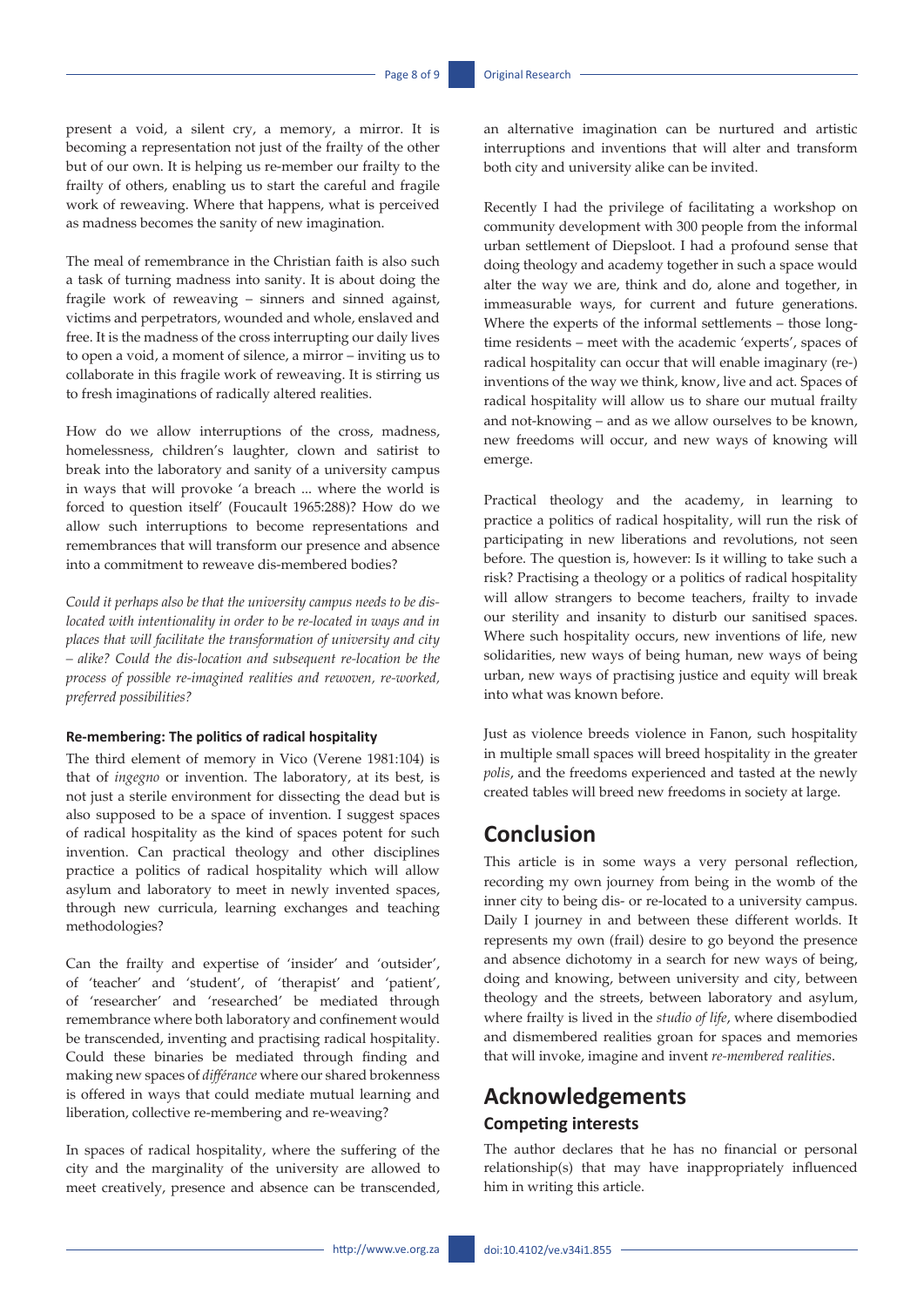present a void, a silent cry, a memory, a mirror. It is becoming a representation not just of the frailty of the other but of our own. It is helping us re-member our frailty to the frailty of others, enabling us to start the careful and fragile work of reweaving. Where that happens, what is perceived as madness becomes the sanity of new imagination.

The meal of remembrance in the Christian faith is also such a task of turning madness into sanity. It is about doing the fragile work of reweaving – sinners and sinned against, victims and perpetrators, wounded and whole, enslaved and free. It is the madness of the cross interrupting our daily lives to open a void, a moment of silence, a mirror – inviting us to collaborate in this fragile work of reweaving. It is stirring us to fresh imaginations of radically altered realities.

How do we allow interruptions of the cross, madness, homelessness, children's laughter, clown and satirist to break into the laboratory and sanity of a university campus in ways that will provoke 'a breach ... where the world is forced to question itself' (Foucault 1965:288)? How do we allow such interruptions to become representations and remembrances that will transform our presence and absence into a commitment to reweave dis-membered bodies?

*Could it perhaps also be that the university campus needs to be dis-located with intentionality in order to be re-located in ways and in places that will facilitate the transformation of university and city – alike? Could the dis-location and subsequent re-location be the process of possible re-imagined realities and rewoven, re-worked, preferred possibilities?*

#### Re-membering: The politics of radical hospitality

The third element of memory in Vico (Verene 1981:104) is that of *ingegno* or invention. The laboratory, at its best, is not just a sterile environment for dissecting the dead but is also supposed to be a space of invention. I suggest spaces of radical hospitality as the kind of spaces potent for such invention. Can practical theology and other disciplines practice a politics of radical hospitality which will allow asylum and laboratory to meet in newly invented spaces, through new curricula, learning exchanges and teaching methodologies?

Can the frailty and expertise of 'insider' and 'outsider', of 'teacher' and 'student', of 'therapist' and 'patient', of 'researcher' and 'researched' be mediated through remembrance where both laboratory and confinement would be transcended, inventing and practising radical hospitality. Could these binaries be mediated through finding and making new spaces of *différance* where our shared brokenness is offered in ways that could mediate mutual learning and liberation, collective re-membering and re-weaving?

In spaces of radical hospitality, where the suffering of the city and the marginality of the university are allowed to meet creatively, presence and absence can be transcended, an alternative imagination can be nurtured and artistic interruptions and inventions that will alter and transform both city and university alike can be invited.

Recently I had the privilege of facilitating a workshop on community development with 300 people from the informal urban settlement of Diepsloot. I had a profound sense that doing theology and academy together in such a space would alter the way we are, think and do, alone and together, in immeasurable ways, for current and future generations. Where the experts of the informal settlements – those long-time residents – meet with the academic 'experts', spaces of radical hospitality can occur that will enable imaginary (re-) inventions of the way we think, know, live and act. Spaces of radical hospitality will allow us to share our mutual frailty and not-knowing – and as we allow ourselves to be known, new freedoms will occur, and new ways of knowing will emerge.

Practical theology and the academy, in learning to practice a politics of radical hospitality, will run the risk of participating in new liberations and revolutions, not seen before. The question is, however: Is it willing to take such a risk? Practising a theology or a politics of radical hospitality will allow strangers to become teachers, frailty to invade our sterility and insanity to disturb our sanitised spaces. Where such hospitality occurs, new inventions of life, new solidarities, new ways of being human, new ways of being urban, new ways of practising justice and equity will break into what was known before.

Just as violence breeds violence in Fanon, such hospitality in multiple small spaces will breed hospitality in the greater *polis*, and the freedoms experienced and tasted at the newly created tables will breed new freedoms in society at large.

## Conclusion

This article is in some ways a very personal reflection, recording my own journey from being in the womb of the inner city to being dis- or re-located to a university campus. Daily I journey in and between these different worlds. It represents my own (frail) desire to go beyond the presence and absence dichotomy in a search for new ways of being, doing and knowing, between university and city, between theology and the streets, between laboratory and asylum, where frailty is lived in the *studio of life*, where disembodied and dismembered realities groan for spaces and memories that will invoke, imagine and invent *re-membered realities*.

## Acknowledgements

### Competing interests

The author declares that he has no financial or personal relationship(s) that may have inappropriately influenced him in writing this article.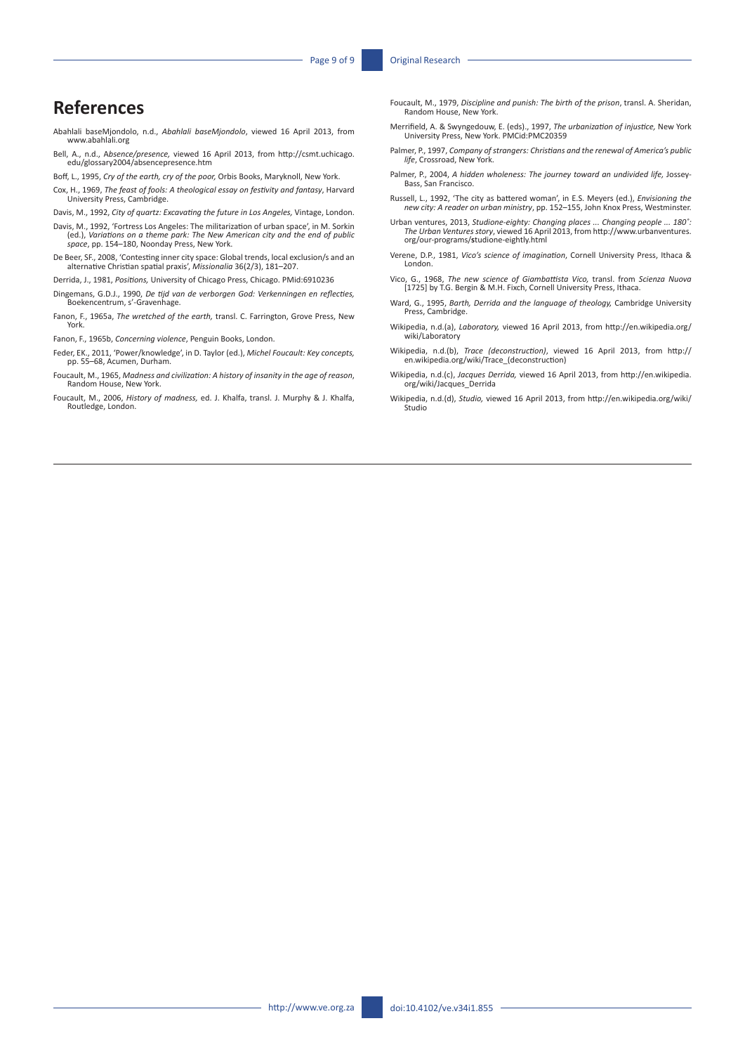# References

Abahlali baseMjondolo, n.d., *Abahlali baseMjondolo*, viewed 16 April 2013, from www.abahlali.org

Bell, A., n.d., *Absence/presence,* viewed 16 April 2013, from http://csmt.uchicago.edu/glossary2004/absencepresence.htm

Boff, L., 1995, *Cry of the earth, cry of the poor,* Orbis Books, Maryknoll, New York.

Cox, H., 1969, *The feast of fools: A theological essay on festivity and fantasy*, Harvard University Press, Cambridge.

Davis, M., 1992, *City of quartz: Excavating the future in Los Angeles,* Vintage, London.

Davis, M., 1992, 'Fortress Los Angeles: The militarization of urban space', in M. Sorkin (ed.), *Variations on a theme park: The New American city and the end of public space*, pp. 154–180, Noonday Press, New York.

De Beer, SF., 2008, 'Contesting inner city space: Global trends, local exclusion/s and an alternative Christian spatial praxis', *Missionalia* 36(2/3), 181–207.

Derrida, J., 1981, *Positions,* University of Chicago Press, Chicago. PMid:6910236

Dingemans, G.D.J., 1990, *De tijd van de verborgen God: Verkenningen en reflecties,* Boekencentrum, s'-Gravenhage.

Fanon, F., 1965a, *The wretched of the earth,* transl. C. Farrington, Grove Press, New York.

Fanon, F., 1965b, *Concerning violence*, Penguin Books, London.

Feder, EK., 2011, 'Power/knowledge', in D. Taylor (ed.), *Michel Foucault: Key concepts,* pp. 55–68, Acumen, Durham.

Foucault, M., 1965, *Madness and civilization: A history of insanity in the age of reason*, Random House, New York.

Foucault, M., 2006, *History of madness,* ed. J. Khalfa, transl. J. Murphy & J. Khalfa, Routledge, London.

Foucault, M., 1979, *Discipline and punish: The birth of the prison*, transl. A. Sheridan, Random House, New York.

Merrifield, A. & Swyngedouw, E. (eds)., 1997, *The urbanization of injustice,* New York University Press, New York. PMCid:PMC20359

Palmer, P., 1997, *Company of strangers: Christians and the renewal of America's public life*, Crossroad, New York.

Palmer, P., 2004, *A hidden wholeness: The journey toward an undivided life,* Jossey-Bass, San Francisco.

Russell, L., 1992, 'The city as battered woman', in E.S. Meyers (ed.), *Envisioning the new city: A reader on urban ministry*, pp. 152–155, John Knox Press, Westminster.

Urban ventures, 2013, *Studione-eighty: Changing places ... Changing people ... 180˚: The Urban Ventures story*, viewed 16 April 2013, from http://www.urbanventures.org/our-programs/studione-eightly.html

Verene, D.P., 1981, *Vico's science of imagination*, Cornell University Press, Ithaca & London.

Vico, G., 1968, *The new science of Giambattista Vico,* transl. from *Scienza Nuova* [1725] by T.G. Bergin & M.H. Fixch, Cornell University Press, Ithaca.

Ward, G., 1995, *Barth, Derrida and the language of theology,* Cambridge University Press, Cambridge.

Wikipedia, n.d.(a), *Laboratory,* viewed 16 April 2013, from http://en.wikipedia.org/wiki/Laboratory

Wikipedia, n.d.(b), *Trace (deconstruction)*, viewed 16 April 2013, from http://en.wikipedia.org/wiki/Trace_(deconstruction)

Wikipedia, n.d.(c), *Jacques Derrida,* viewed 16 April 2013, from http://en.wikipedia.org/wiki/Jacques_Derrida

Wikipedia, n.d.(d), *Studio,* viewed 16 April 2013, from http://en.wikipedia.org/wiki/Studio